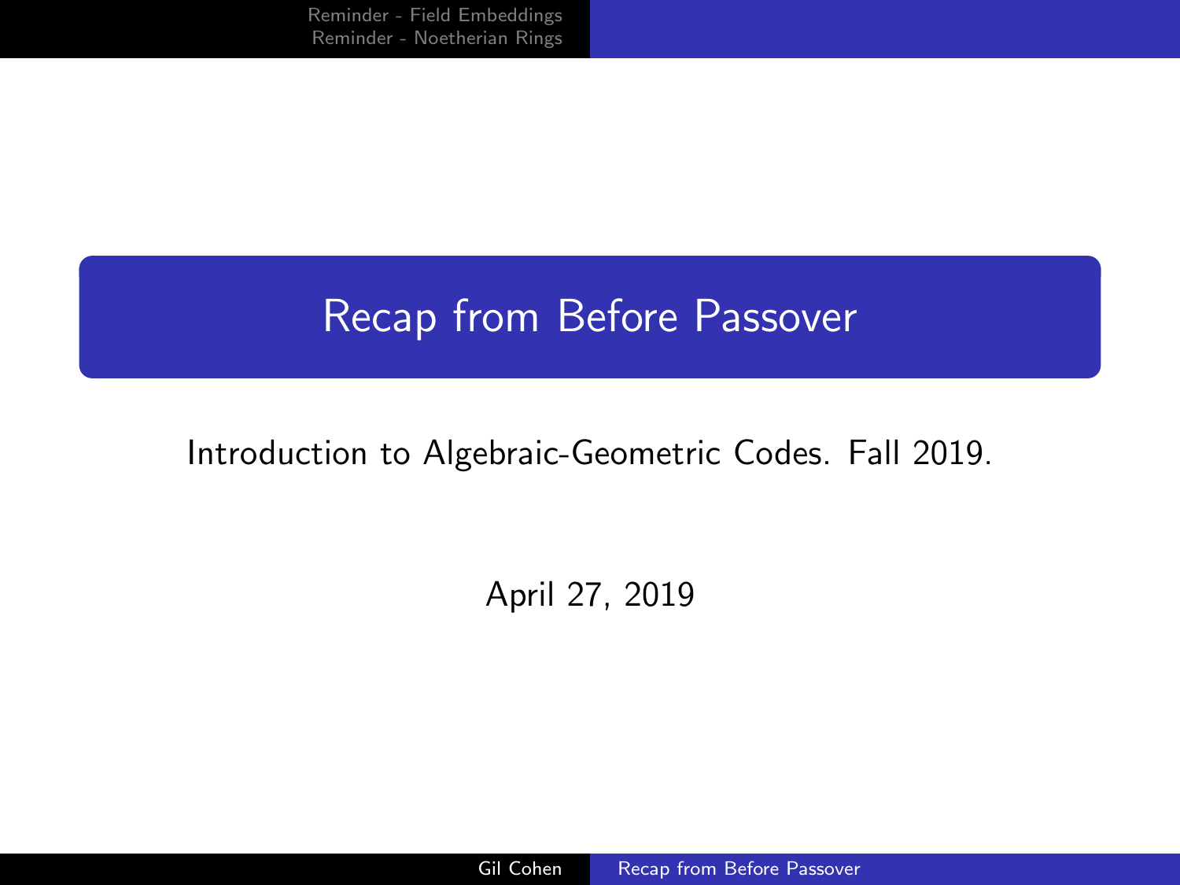# Recap from Before Passover

Introduction to Algebraic-Geometric Codes. Fall 2019.

April 27, 2019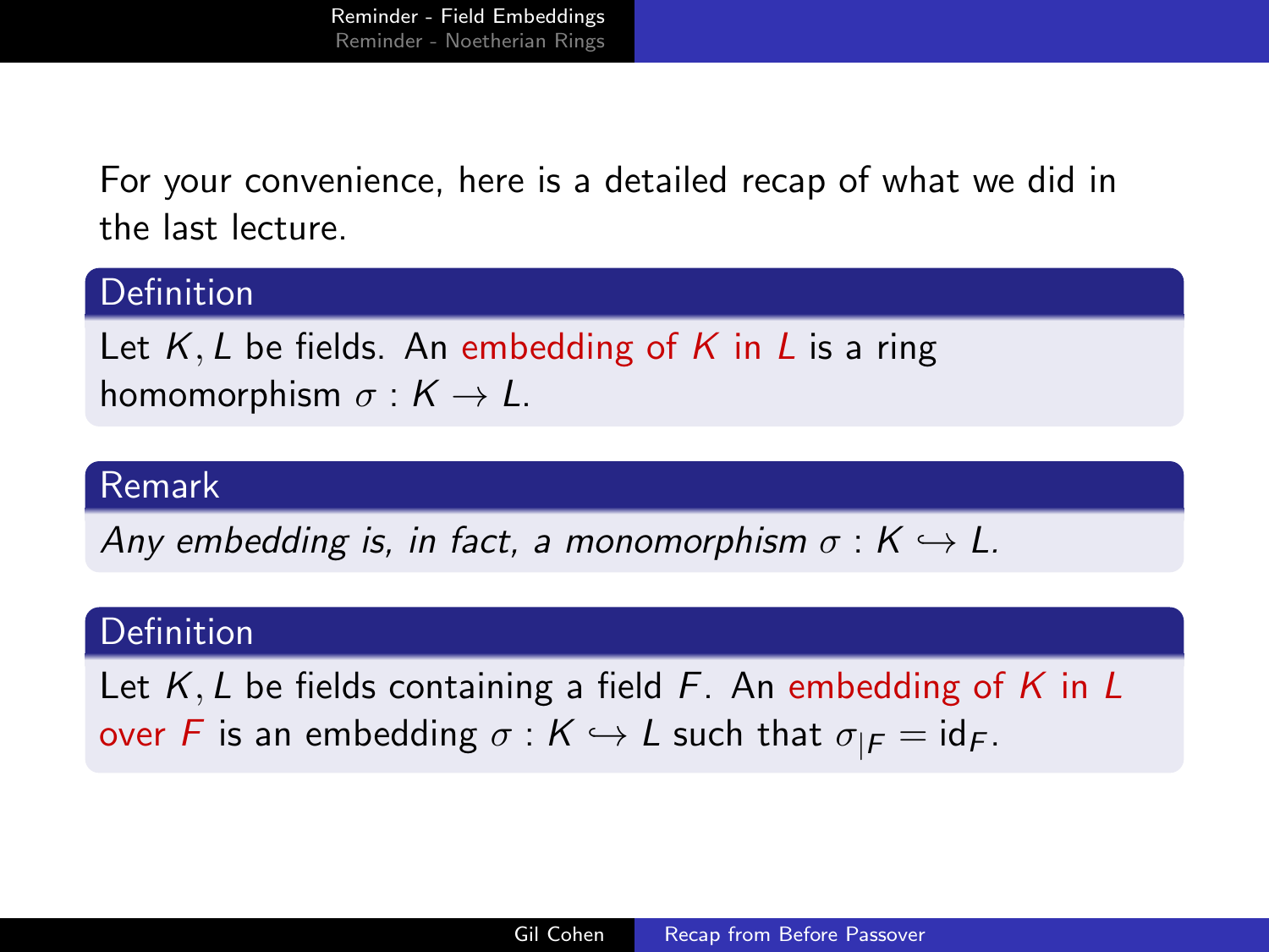For your convenience, here is a detailed recap of what we did in the last lecture.

### Definition

Let $K, L$ be fields. An embedding of $K$ in $L$ is a ring homomorphism $\sigma : K \to L$.

### Remark

*Any embedding is, in fact, a monomorphism $\sigma : K \hookrightarrow L$.*

### Definition

Let $K, L$ be fields containing a field $F$. An embedding of $K$ in $L$ over $F$ is an embedding $\sigma : K \hookrightarrow L$ such that $\sigma_{|F} = \mathrm{id}_F$.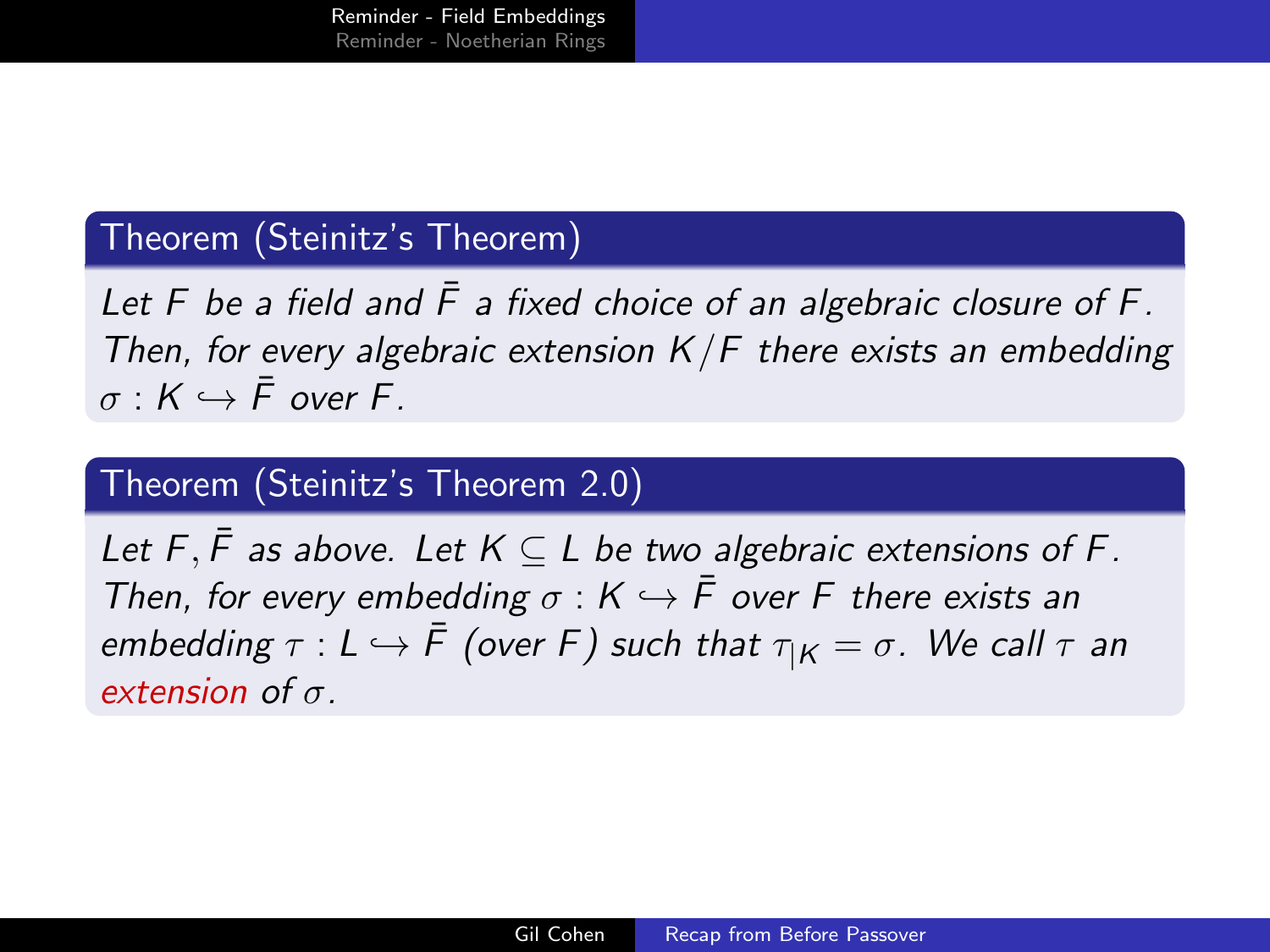**Theorem (Steinitz's Theorem)**

*Let $F$ be a field and $\bar{F}$ a fixed choice of an algebraic closure of $F$. Then, for every algebraic extension $K/F$ there exists an embedding $\sigma : K \hookrightarrow \bar{F}$ over $F$.*

**Theorem (Steinitz's Theorem 2.0)**

*Let $F, \bar{F}$ as above. Let $K \subseteq L$ be two algebraic extensions of $F$. Then, for every embedding $\sigma : K \hookrightarrow \bar{F}$ over $F$ there exists an embedding $\tau : L \hookrightarrow \bar{F}$ (over $F$) such that $\tau_{|K} = \sigma$. We call $\tau$ an extension of $\sigma$.*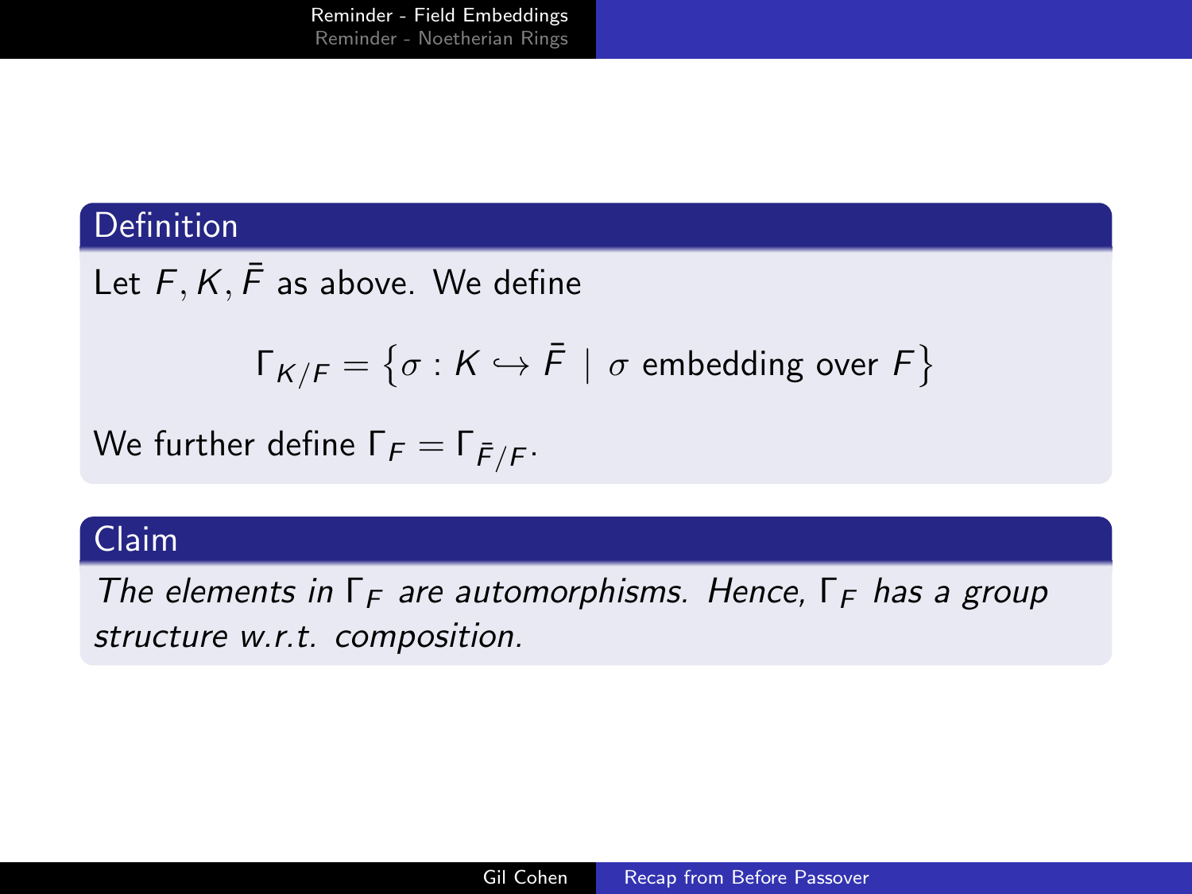### Definition

Let $F, K, \bar{F}$ as above. We define

$$\Gamma_{K/F} = \left\{ \sigma : K \hookrightarrow \bar{F} \mid \sigma \text{ embedding over } F \right\}$$

We further define $\Gamma_F = \Gamma_{\bar{F}/F}$.

### Claim

*The elements in $\Gamma_F$ are automorphisms. Hence, $\Gamma_F$ has a group structure w.r.t. composition.*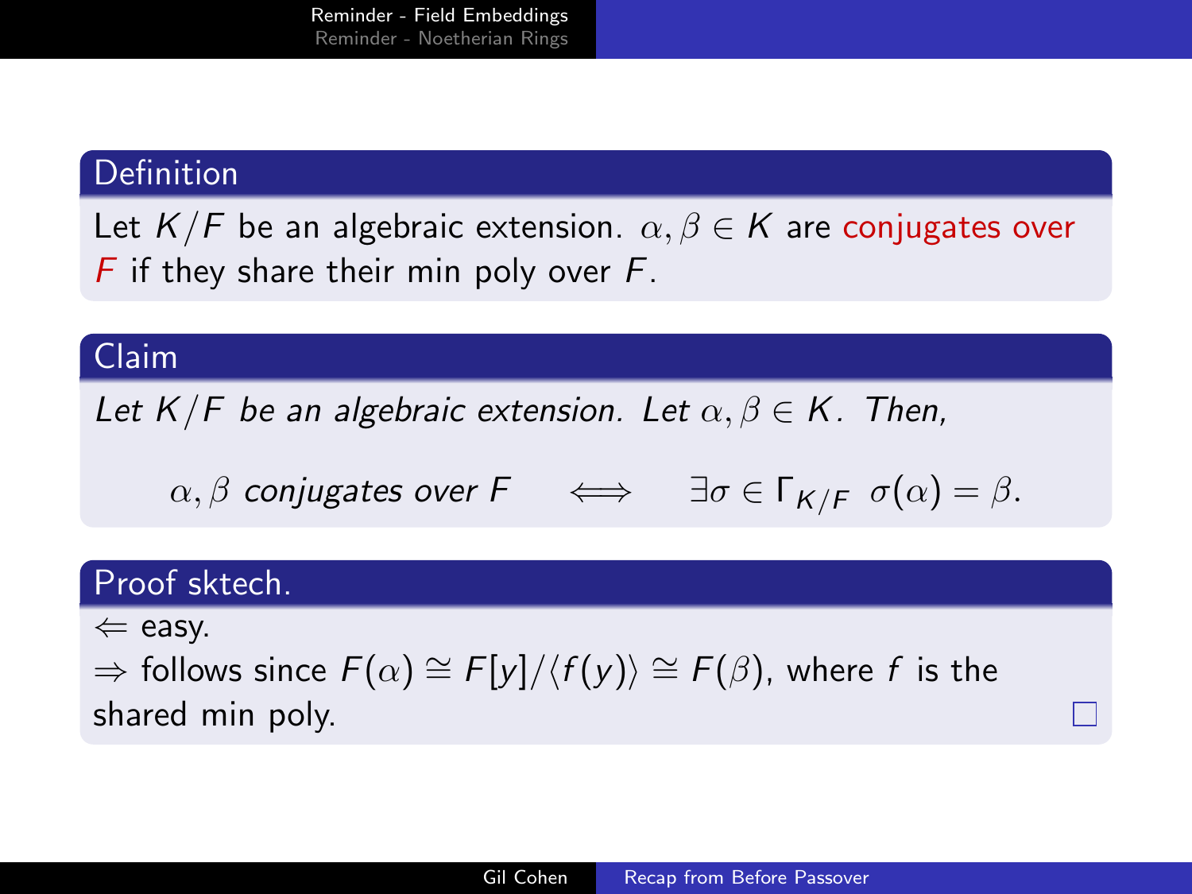### Definition

Let $K/F$ be an algebraic extension. $\alpha, \beta \in K$ are conjugates over $F$ if they share their min poly over $F$.

### Claim

*Let $K/F$ be an algebraic extension. Let $\alpha, \beta \in K$. Then,*

$$\alpha, \beta \text{ conjugates over } F \quad \iff \quad \exists \sigma \in \Gamma_{K/F} \;\; \sigma(\alpha) = \beta.$$

### Proof sktech.

$\Leftarrow$ easy.

$\Rightarrow$ follows since $F(\alpha) \cong F[y]/\langle f(y) \rangle \cong F(\beta)$, where $f$ is the shared min poly. □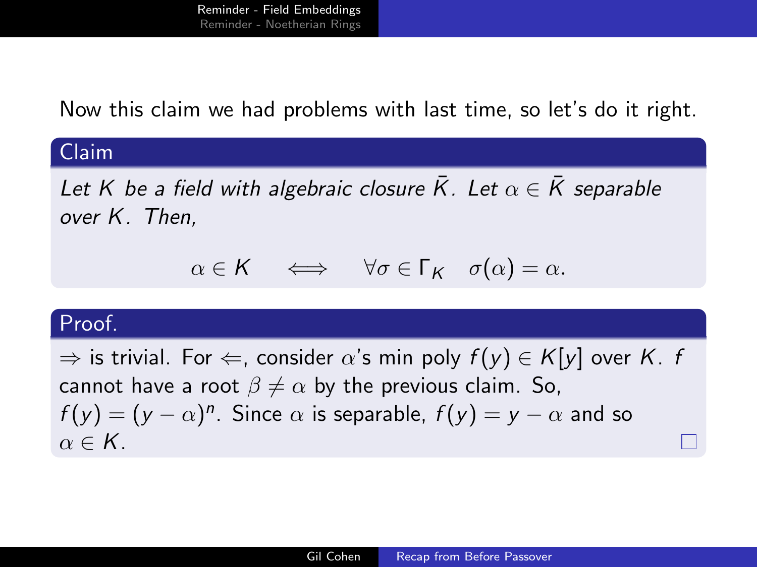Now this claim we had problems with last time, so let's do it right.

**Claim**

*Let $K$ be a field with algebraic closure $\bar{K}$. Let $\alpha \in \bar{K}$ separable over $K$. Then,*

$$\alpha \in K \quad \Longleftrightarrow \quad \forall \sigma \in \Gamma_K \quad \sigma(\alpha) = \alpha.$$

**Proof.**

$\Rightarrow$ is trivial. For $\Leftarrow$, consider $\alpha$'s min poly $f(y) \in K[y]$ over $K$. $f$ cannot have a root $\beta \neq \alpha$ by the previous claim. So, $f(y) = (y - \alpha)^n$. Since $\alpha$ is separable, $f(y) = y - \alpha$ and so $\alpha \in K$. □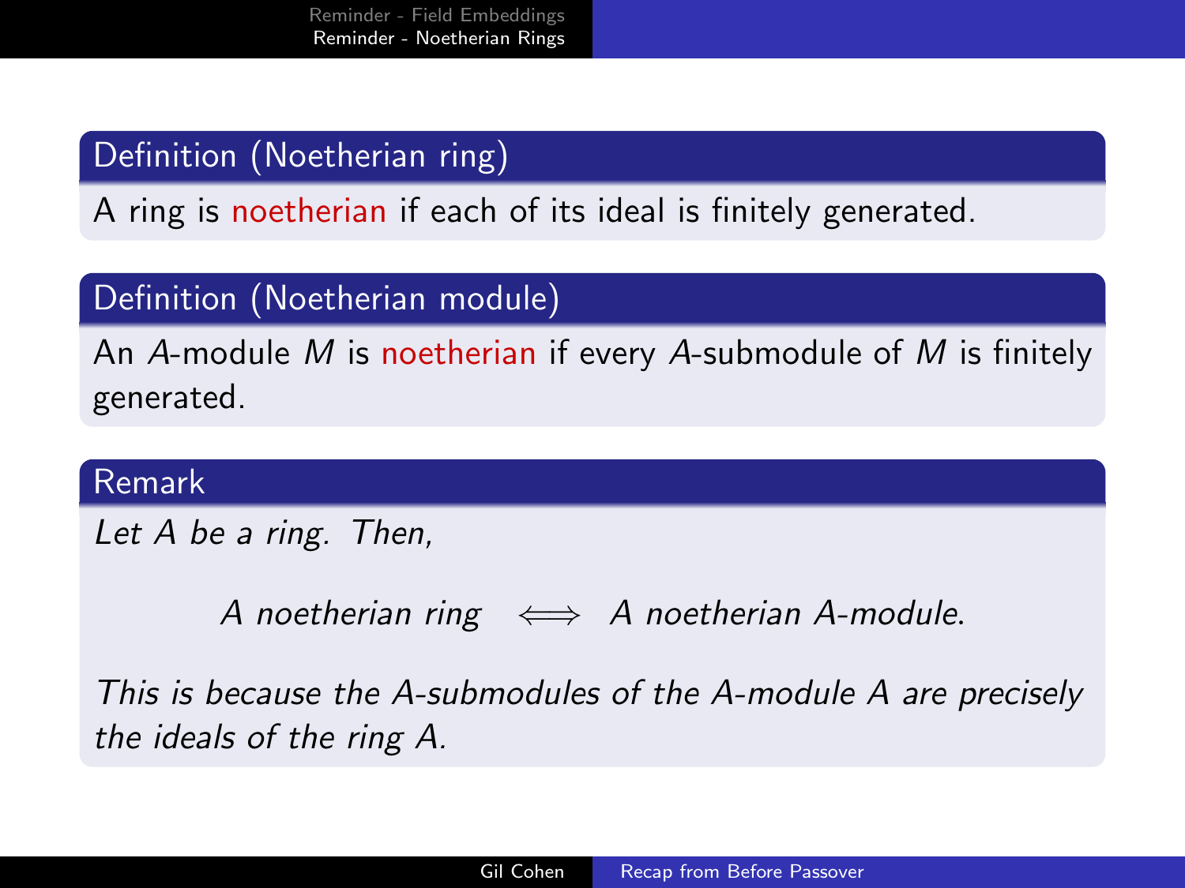**Definition (Noetherian ring)**

A ring is noetherian if each of its ideal is finitely generated.

**Definition (Noetherian module)**

An $A$-module $M$ is noetherian if every $A$-submodule of $M$ is finitely generated.

**Remark**

*Let $A$ be a ring. Then,*

$$A \text{ noetherian ring} \iff A \text{ noetherian } A\text{-module.}$$

*This is because the $A$-submodules of the $A$-module $A$ are precisely the ideals of the ring $A$.*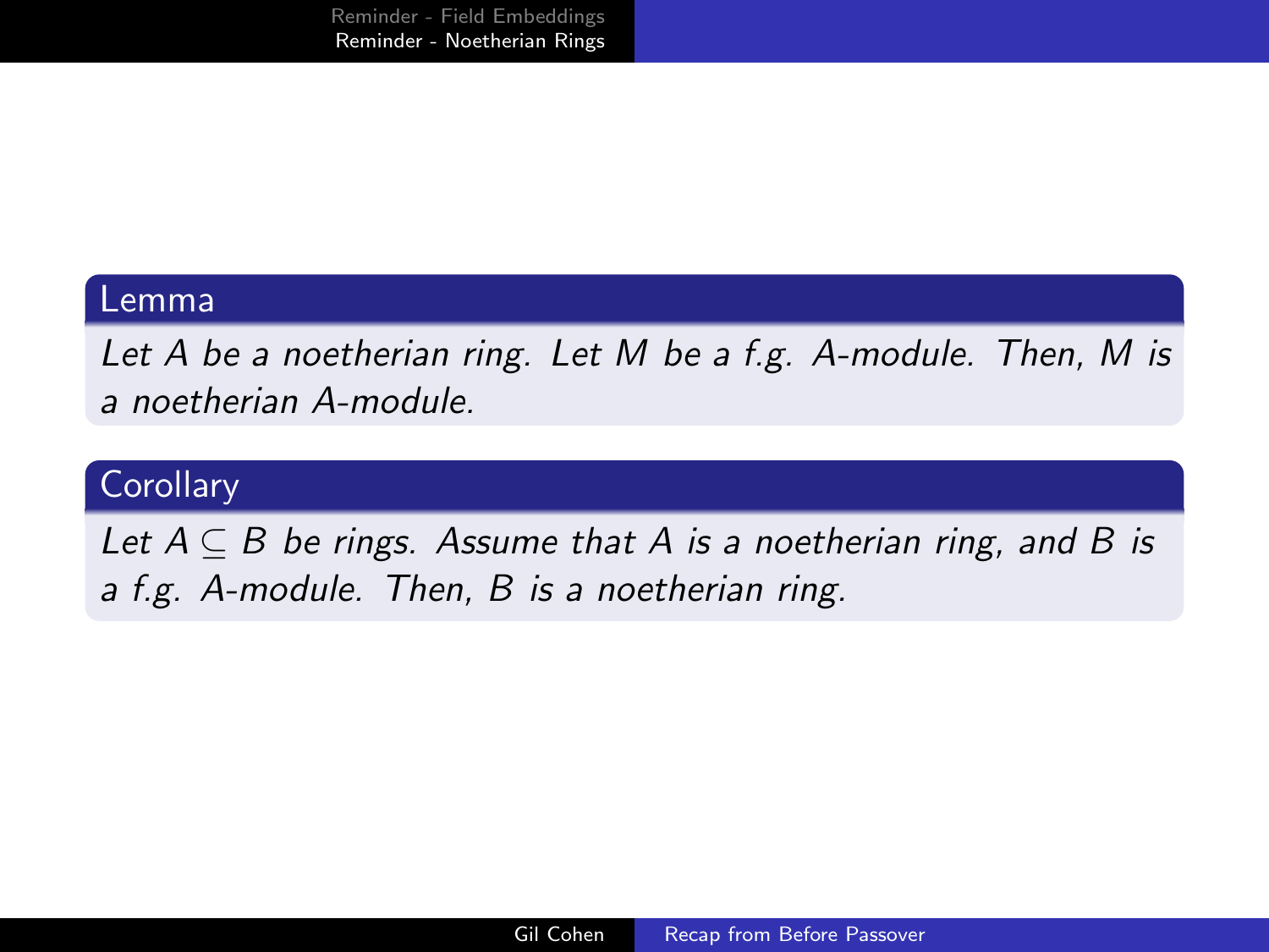**Lemma**

*Let $A$ be a noetherian ring. Let $M$ be a f.g. $A$-module. Then, $M$ is a noetherian $A$-module.*

**Corollary**

*Let $A \subseteq B$ be rings. Assume that $A$ is a noetherian ring, and $B$ is a f.g. $A$-module. Then, $B$ is a noetherian ring.*